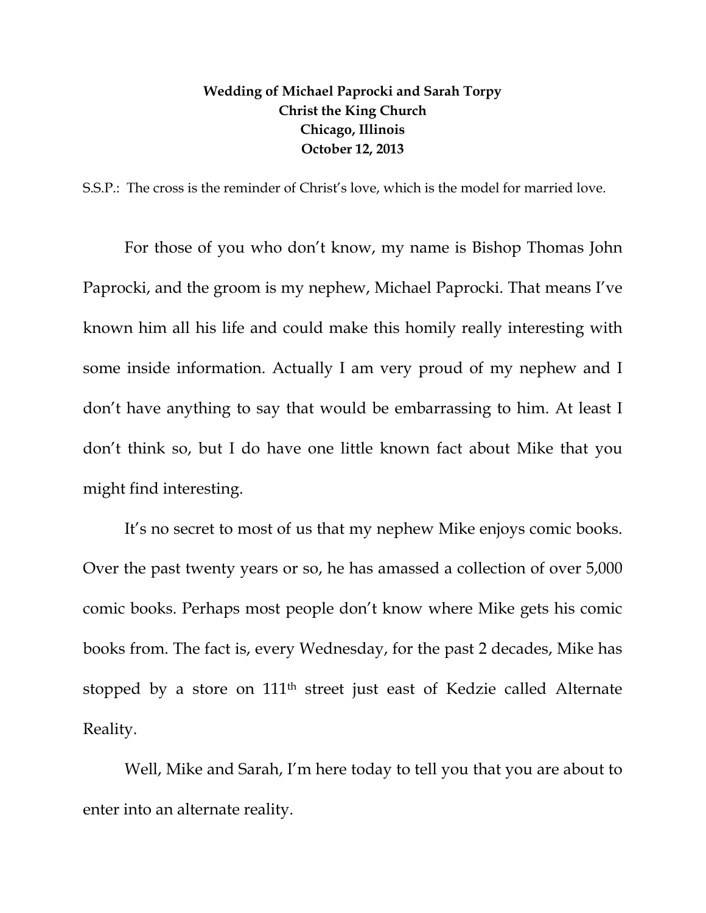**Wedding of Michael Paprocki and Sarah Torpy**
**Christ the King Church**
**Chicago, Illinois**
**October 12, 2013**

S.S.P.: The cross is the reminder of Christ's love, which is the model for married love.

For those of you who don't know, my name is Bishop Thomas John Paprocki, and the groom is my nephew, Michael Paprocki. That means I've known him all his life and could make this homily really interesting with some inside information. Actually I am very proud of my nephew and I don't have anything to say that would be embarrassing to him. At least I don't think so, but I do have one little known fact about Mike that you might find interesting.

It's no secret to most of us that my nephew Mike enjoys comic books. Over the past twenty years or so, he has amassed a collection of over 5,000 comic books. Perhaps most people don't know where Mike gets his comic books from. The fact is, every Wednesday, for the past 2 decades, Mike has stopped by a store on 111th street just east of Kedzie called Alternate Reality.

Well, Mike and Sarah, I'm here today to tell you that you are about to enter into an alternate reality.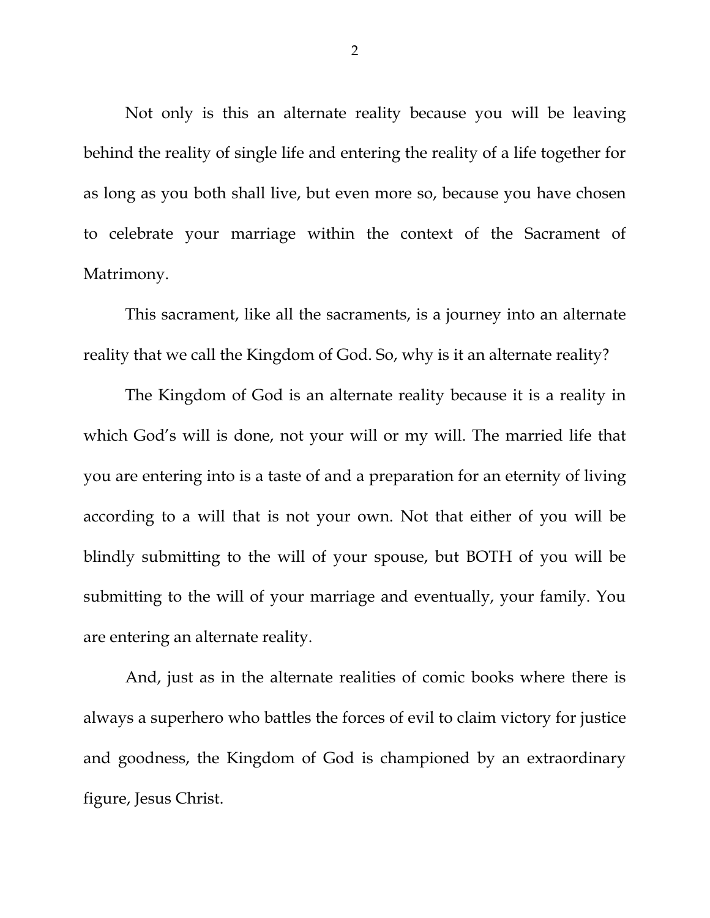Not only is this an alternate reality because you will be leaving behind the reality of single life and entering the reality of a life together for as long as you both shall live, but even more so, because you have chosen to celebrate your marriage within the context of the Sacrament of Matrimony.

This sacrament, like all the sacraments, is a journey into an alternate reality that we call the Kingdom of God. So, why is it an alternate reality?

The Kingdom of God is an alternate reality because it is a reality in which God's will is done, not your will or my will. The married life that you are entering into is a taste of and a preparation for an eternity of living according to a will that is not your own. Not that either of you will be blindly submitting to the will of your spouse, but BOTH of you will be submitting to the will of your marriage and eventually, your family. You are entering an alternate reality.

And, just as in the alternate realities of comic books where there is always a superhero who battles the forces of evil to claim victory for justice and goodness, the Kingdom of God is championed by an extraordinary figure, Jesus Christ.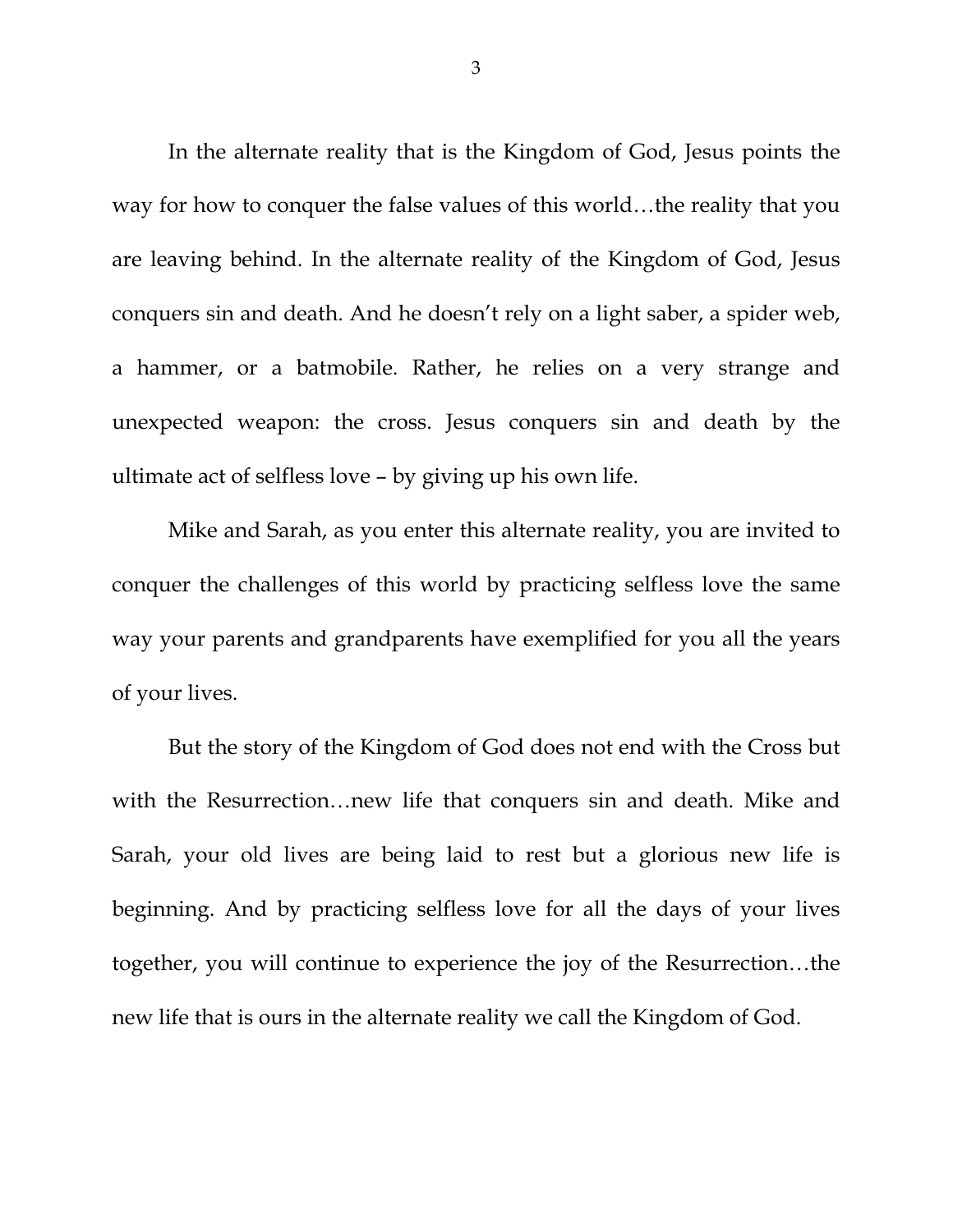In the alternate reality that is the Kingdom of God, Jesus points the way for how to conquer the false values of this world…the reality that you are leaving behind. In the alternate reality of the Kingdom of God, Jesus conquers sin and death. And he doesn't rely on a light saber, a spider web, a hammer, or a batmobile. Rather, he relies on a very strange and unexpected weapon: the cross. Jesus conquers sin and death by the ultimate act of selfless love – by giving up his own life.

Mike and Sarah, as you enter this alternate reality, you are invited to conquer the challenges of this world by practicing selfless love the same way your parents and grandparents have exemplified for you all the years of your lives.

But the story of the Kingdom of God does not end with the Cross but with the Resurrection…new life that conquers sin and death. Mike and Sarah, your old lives are being laid to rest but a glorious new life is beginning. And by practicing selfless love for all the days of your lives together, you will continue to experience the joy of the Resurrection…the new life that is ours in the alternate reality we call the Kingdom of God.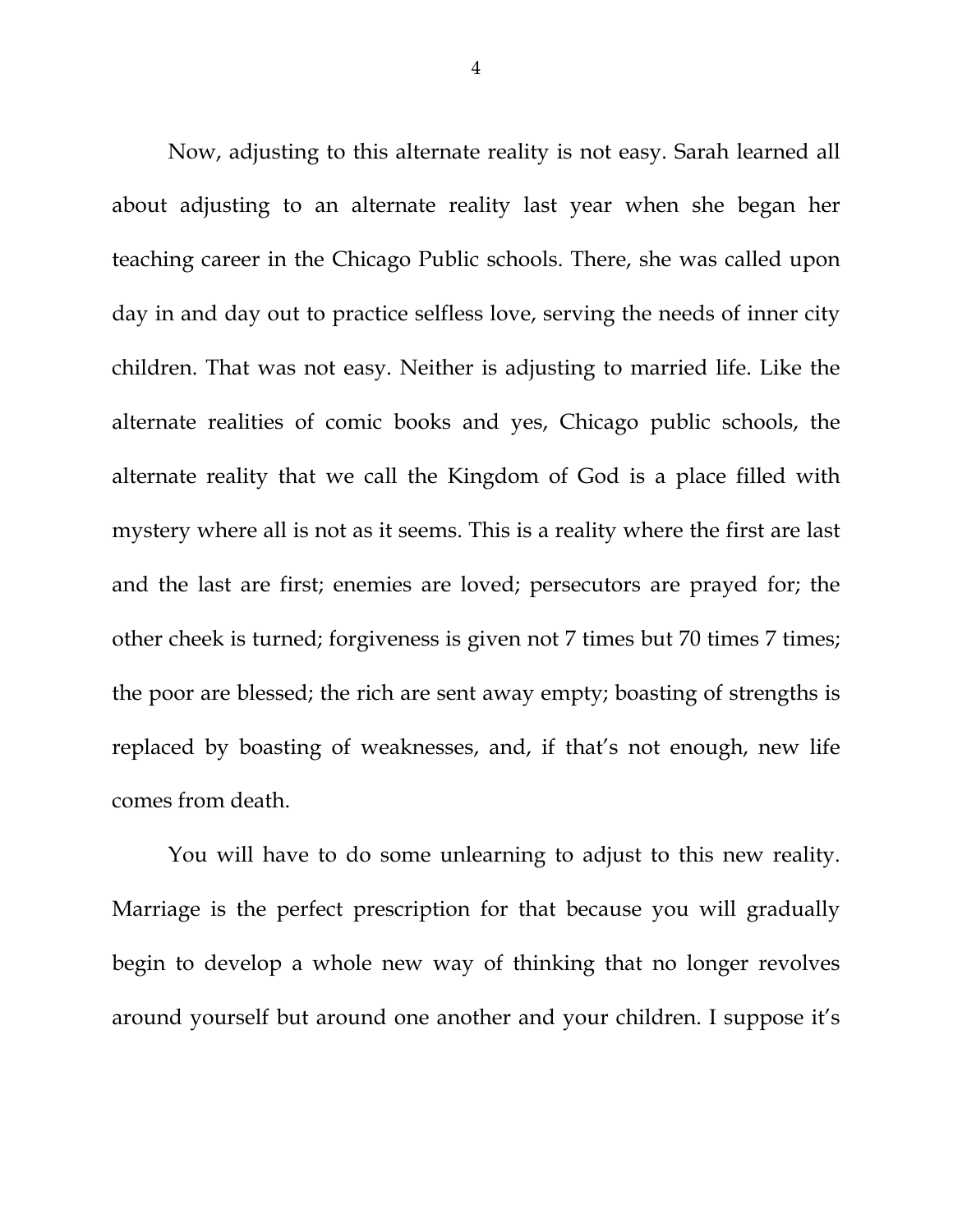Now, adjusting to this alternate reality is not easy. Sarah learned all about adjusting to an alternate reality last year when she began her teaching career in the Chicago Public schools. There, she was called upon day in and day out to practice selfless love, serving the needs of inner city children. That was not easy. Neither is adjusting to married life. Like the alternate realities of comic books and yes, Chicago public schools, the alternate reality that we call the Kingdom of God is a place filled with mystery where all is not as it seems. This is a reality where the first are last and the last are first; enemies are loved; persecutors are prayed for; the other cheek is turned; forgiveness is given not 7 times but 70 times 7 times; the poor are blessed; the rich are sent away empty; boasting of strengths is replaced by boasting of weaknesses, and, if that's not enough, new life comes from death.

You will have to do some unlearning to adjust to this new reality. Marriage is the perfect prescription for that because you will gradually begin to develop a whole new way of thinking that no longer revolves around yourself but around one another and your children. I suppose it's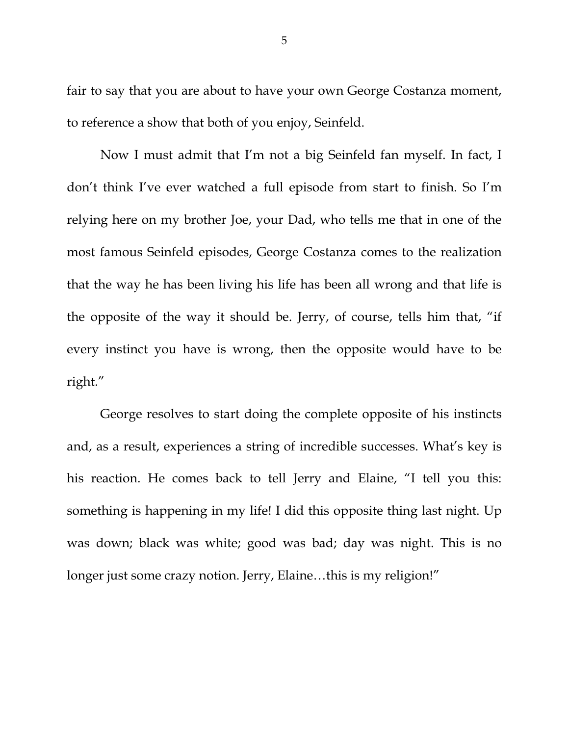fair to say that you are about to have your own George Costanza moment, to reference a show that both of you enjoy, Seinfeld.

Now I must admit that I'm not a big Seinfeld fan myself. In fact, I don't think I've ever watched a full episode from start to finish. So I'm relying here on my brother Joe, your Dad, who tells me that in one of the most famous Seinfeld episodes, George Costanza comes to the realization that the way he has been living his life has been all wrong and that life is the opposite of the way it should be. Jerry, of course, tells him that, "if every instinct you have is wrong, then the opposite would have to be right."

George resolves to start doing the complete opposite of his instincts and, as a result, experiences a string of incredible successes. What's key is his reaction. He comes back to tell Jerry and Elaine, "I tell you this: something is happening in my life! I did this opposite thing last night. Up was down; black was white; good was bad; day was night. This is no longer just some crazy notion. Jerry, Elaine…this is my religion!"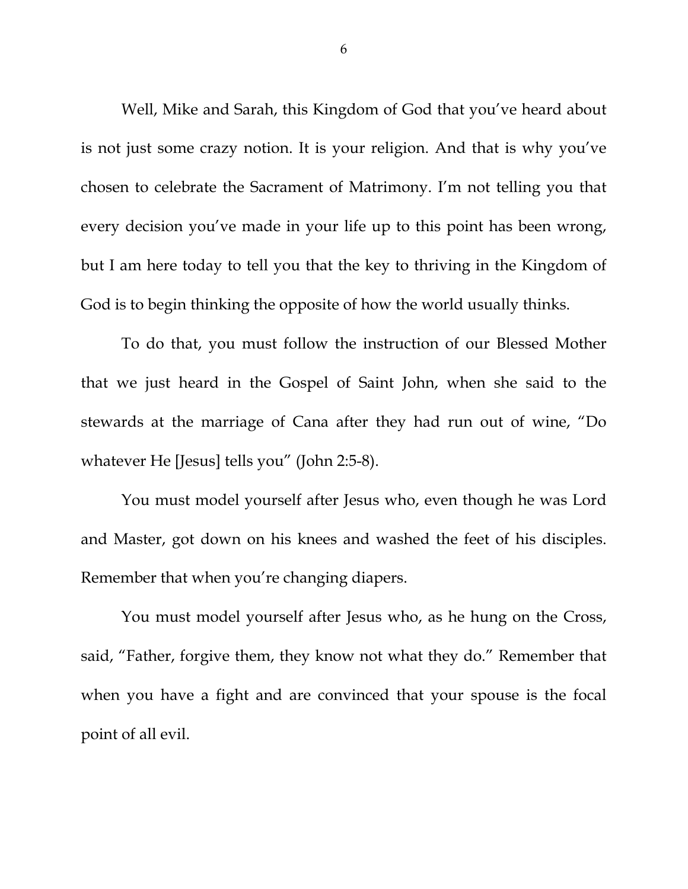Well, Mike and Sarah, this Kingdom of God that you've heard about is not just some crazy notion. It is your religion. And that is why you've chosen to celebrate the Sacrament of Matrimony. I'm not telling you that every decision you've made in your life up to this point has been wrong, but I am here today to tell you that the key to thriving in the Kingdom of God is to begin thinking the opposite of how the world usually thinks.

To do that, you must follow the instruction of our Blessed Mother that we just heard in the Gospel of Saint John, when she said to the stewards at the marriage of Cana after they had run out of wine, "Do whatever He [Jesus] tells you" (John 2:5-8).

You must model yourself after Jesus who, even though he was Lord and Master, got down on his knees and washed the feet of his disciples. Remember that when you're changing diapers.

You must model yourself after Jesus who, as he hung on the Cross, said, "Father, forgive them, they know not what they do." Remember that when you have a fight and are convinced that your spouse is the focal point of all evil.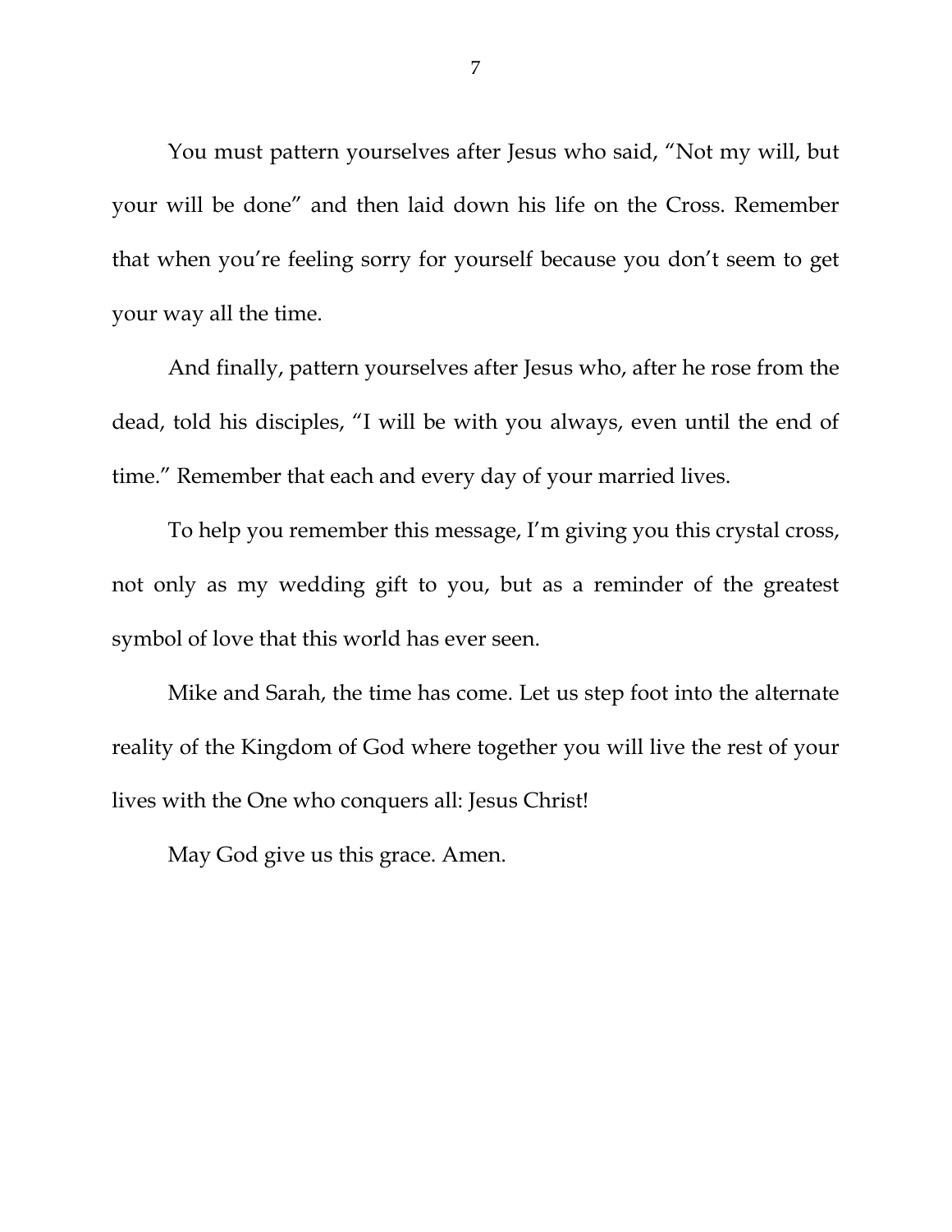You must pattern yourselves after Jesus who said, "Not my will, but your will be done" and then laid down his life on the Cross. Remember that when you're feeling sorry for yourself because you don't seem to get your way all the time.

And finally, pattern yourselves after Jesus who, after he rose from the dead, told his disciples, "I will be with you always, even until the end of time." Remember that each and every day of your married lives.

To help you remember this message, I'm giving you this crystal cross, not only as my wedding gift to you, but as a reminder of the greatest symbol of love that this world has ever seen.

Mike and Sarah, the time has come. Let us step foot into the alternate reality of the Kingdom of God where together you will live the rest of your lives with the One who conquers all: Jesus Christ!

May God give us this grace. Amen.